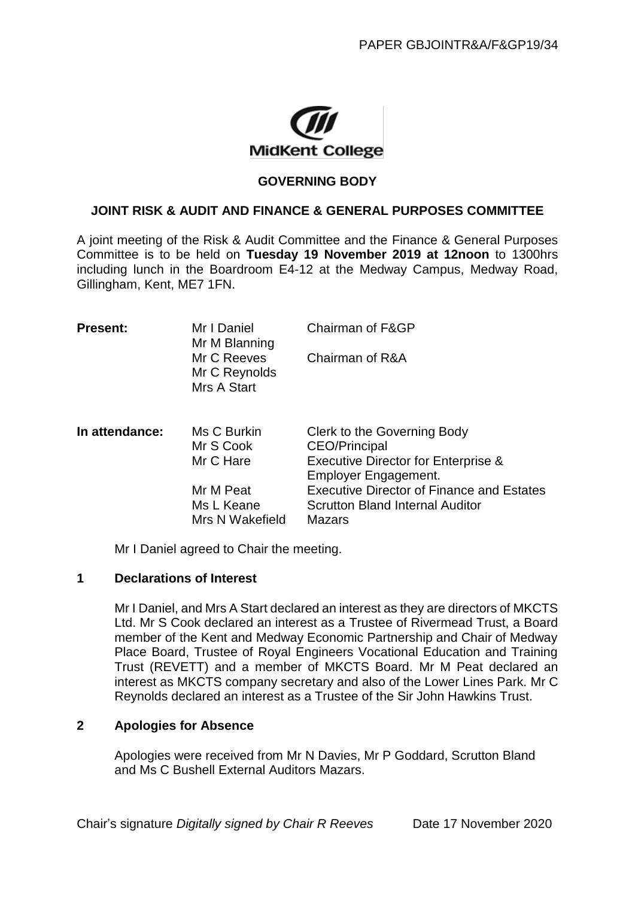PAPER GBJOINTR&A/F&GP19/34

MidKent College

## GOVERNING BODY

## JOINT RISK & AUDIT AND FINANCE & GENERAL PURPOSES COMMITTEE

A joint meeting of the Risk & Audit Committee and the Finance & General Purposes Committee is to be held on **Tuesday 19 November 2019 at 12noon** to 1300hrs including lunch in the Boardroom E4-12 at the Medway Campus, Medway Road, Gillingham, Kent, ME7 1FN.

| | | |
|---|---|---|
| **Present:** | Mr I Daniel | Chairman of F&GP |
| | Mr M Blanning | |
| | Mr C Reeves | Chairman of R&A |
| | Mr C Reynolds | |
| | Mrs A Start | |
| **In attendance:** | Ms C Burkin | Clerk to the Governing Body |
| | Mr S Cook | CEO/Principal |
| | Mr C Hare | Executive Director for Enterprise & Employer Engagement. |
| | Mr M Peat | Executive Director of Finance and Estates |
| | Ms L Keane | Scrutton Bland Internal Auditor |
| | Mrs N Wakefield | Mazars |

Mr I Daniel agreed to Chair the meeting.

### 1 Declarations of Interest

Mr I Daniel, and Mrs A Start declared an interest as they are directors of MKCTS Ltd. Mr S Cook declared an interest as a Trustee of Rivermead Trust, a Board member of the Kent and Medway Economic Partnership and Chair of Medway Place Board, Trustee of Royal Engineers Vocational Education and Training Trust (REVETT) and a member of MKCTS Board. Mr M Peat declared an interest as MKCTS company secretary and also of the Lower Lines Park. Mr C Reynolds declared an interest as a Trustee of the Sir John Hawkins Trust.

### 2 Apologies for Absence

Apologies were received from Mr N Davies, Mr P Goddard, Scrutton Bland and Ms C Bushell External Auditors Mazars.

Chair's signature *Digitally signed by Chair R Reeves* Date 17 November 2020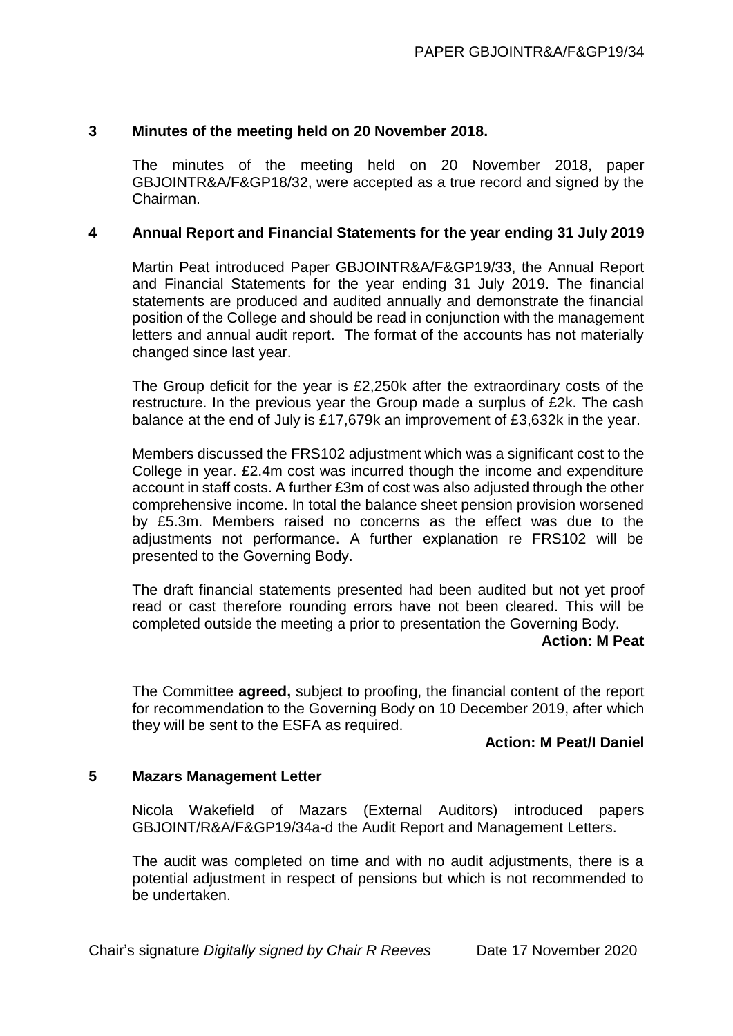## 3 Minutes of the meeting held on 20 November 2018.

The minutes of the meeting held on 20 November 2018, paper GBJOINTR&A/F&GP18/32, were accepted as a true record and signed by the Chairman.

## 4 Annual Report and Financial Statements for the year ending 31 July 2019

Martin Peat introduced Paper GBJOINTR&A/F&GP19/33, the Annual Report and Financial Statements for the year ending 31 July 2019. The financial statements are produced and audited annually and demonstrate the financial position of the College and should be read in conjunction with the management letters and annual audit report. The format of the accounts has not materially changed since last year.

The Group deficit for the year is £2,250k after the extraordinary costs of the restructure. In the previous year the Group made a surplus of £2k. The cash balance at the end of July is £17,679k an improvement of £3,632k in the year.

Members discussed the FRS102 adjustment which was a significant cost to the College in year. £2.4m cost was incurred though the income and expenditure account in staff costs. A further £3m of cost was also adjusted through the other comprehensive income. In total the balance sheet pension provision worsened by £5.3m. Members raised no concerns as the effect was due to the adjustments not performance. A further explanation re FRS102 will be presented to the Governing Body.

The draft financial statements presented had been audited but not yet proof read or cast therefore rounding errors have not been cleared. This will be completed outside the meeting a prior to presentation the Governing Body.

**Action: M Peat**

The Committee **agreed,** subject to proofing, the financial content of the report for recommendation to the Governing Body on 10 December 2019, after which they will be sent to the ESFA as required.

**Action: M Peat/I Daniel**

## 5 Mazars Management Letter

Nicola Wakefield of Mazars (External Auditors) introduced papers GBJOINT/R&A/F&GP19/34a-d the Audit Report and Management Letters.

The audit was completed on time and with no audit adjustments, there is a potential adjustment in respect of pensions but which is not recommended to be undertaken.

Chair's signature *Digitally signed by Chair R Reeves* Date 17 November 2020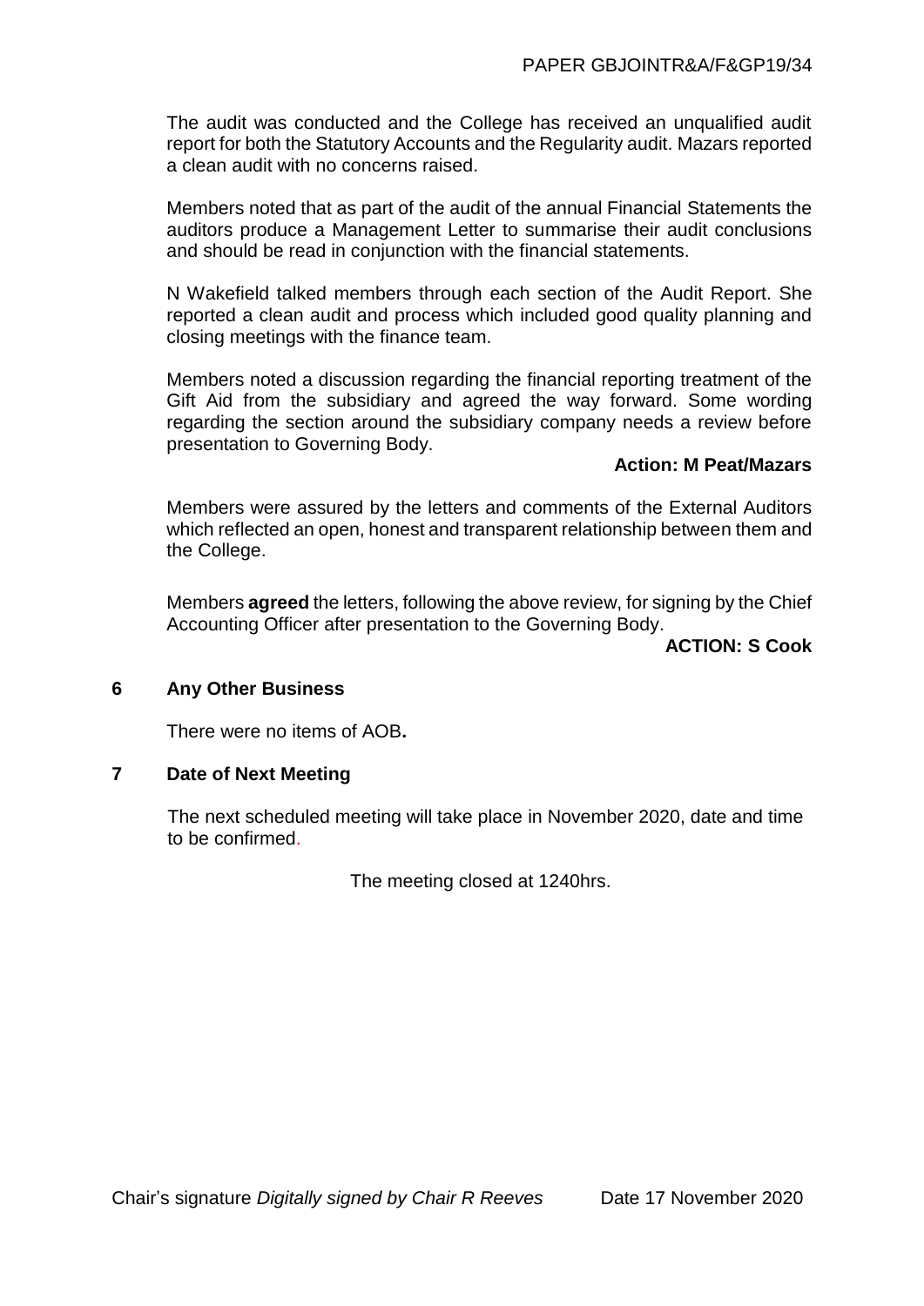The audit was conducted and the College has received an unqualified audit report for both the Statutory Accounts and the Regularity audit. Mazars reported a clean audit with no concerns raised.

Members noted that as part of the audit of the annual Financial Statements the auditors produce a Management Letter to summarise their audit conclusions and should be read in conjunction with the financial statements.

N Wakefield talked members through each section of the Audit Report. She reported a clean audit and process which included good quality planning and closing meetings with the finance team.

Members noted a discussion regarding the financial reporting treatment of the Gift Aid from the subsidiary and agreed the way forward. Some wording regarding the section around the subsidiary company needs a review before presentation to Governing Body.

**Action: M Peat/Mazars**

Members were assured by the letters and comments of the External Auditors which reflected an open, honest and transparent relationship between them and the College.

Members **agreed** the letters, following the above review, for signing by the Chief Accounting Officer after presentation to the Governing Body.

**ACTION: S Cook**

## 6 Any Other Business

There were no items of AOB**.**

## 7 Date of Next Meeting

The next scheduled meeting will take place in November 2020, date and time to be confirmed.

The meeting closed at 1240hrs.

Chair's signature *Digitally signed by Chair R Reeves* Date 17 November 2020